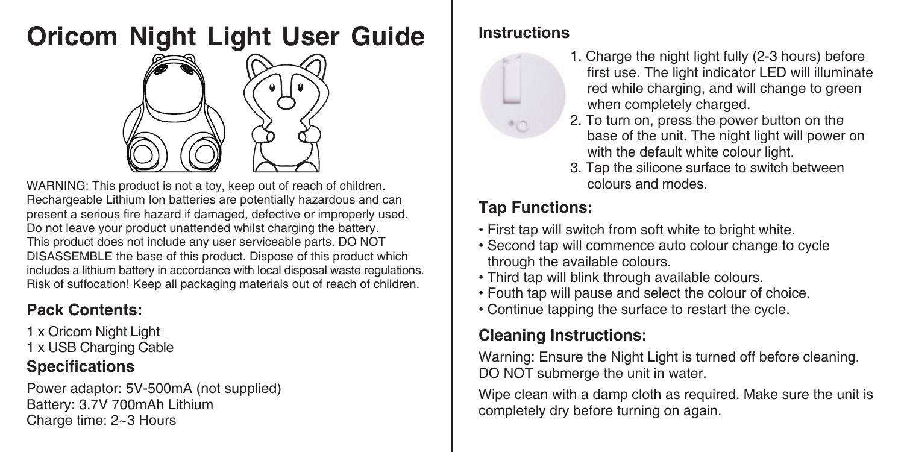# Oricom Night Light User Guide

WARNING: This product is not a toy, keep out of reach of children.
Rechargeable Lithium Ion batteries are potentially hazardous and can present a serious fire hazard if damaged, defective or improperly used.
Do not leave your product unattended whilst charging the battery.
This product does not include any user serviceable parts. DO NOT DISASSEMBLE the base of this product. Dispose of this product which includes a lithium battery in accordance with local disposal waste regulations.
Risk of suffocation! Keep all packaging materials out of reach of children.

## Pack Contents:

1 x Oricom Night Light
1 x USB Charging Cable

## Specifications

Power adaptor: 5V-500mA (not supplied)
Battery: 3.7V 700mAh Lithium
Charge time: 2~3 Hours

## Instructions

1. Charge the night light fully (2-3 hours) before first use. The light indicator LED will illuminate red while charging, and will change to green when completely charged.
2. To turn on, press the power button on the base of the unit. The night light will power on with the default white colour light.
3. Tap the silicone surface to switch between colours and modes.

## Tap Functions:

- First tap will switch from soft white to bright white.
- Second tap will commence auto colour change to cycle through the available colours.
- Third tap will blink through available colours.
- Fouth tap will pause and select the colour of choice.
- Continue tapping the surface to restart the cycle.

## Cleaning Instructions:

Warning: Ensure the Night Light is turned off before cleaning.
DO NOT submerge the unit in water.

Wipe clean with a damp cloth as required. Make sure the unit is completely dry before turning on again.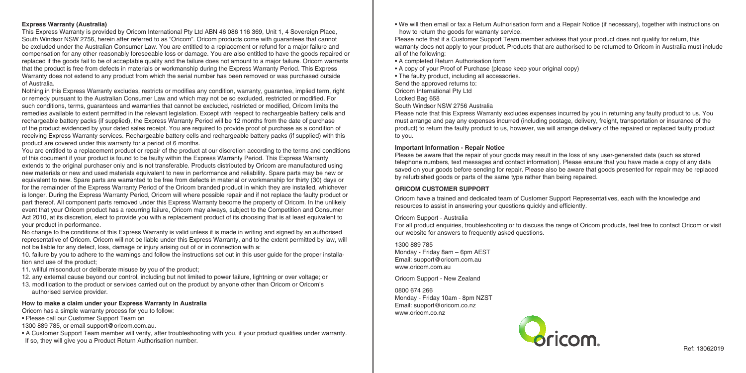**Express Warranty (Australia)**

This Express Warranty is provided by Oricom International Pty Ltd ABN 46 086 116 369, Unit 1, 4 Sovereign Place, South Windsor NSW 2756, herein after referred to as "Oricom". Oricom products come with guarantees that cannot be excluded under the Australian Consumer Law. You are entitled to a replacement or refund for a major failure and compensation for any other reasonably foreseeable loss or damage. You are also entitled to have the goods repaired or replaced if the goods fail to be of acceptable quality and the failure does not amount to a major failure. Oricom warrants that the product is free from defects in materials or workmanship during the Express Warranty Period. This Express Warranty does not extend to any product from which the serial number has been removed or was purchased outside of Australia.

Nothing in this Express Warranty excludes, restricts or modifies any condition, warranty, guarantee, implied term, right or remedy pursuant to the Australian Consumer Law and which may not be so excluded, restricted or modified. For such conditions, terms, guarantees and warranties that cannot be excluded, restricted or modified, Oricom limits the remedies available to extent permitted in the relevant legislation. Except with respect to rechargeable battery cells and rechargeable battery packs (if supplied), the Express Warranty Period will be 12 months from the date of purchase of the product evidenced by your dated sales receipt. You are required to provide proof of purchase as a condition of receiving Express Warranty services. Rechargeable battery cells and rechargeable battery packs (if supplied) with this product are covered under this warranty for a period of 6 months.

You are entitled to a replacement product or repair of the product at our discretion according to the terms and conditions of this document if your product is found to be faulty within the Express Warranty Period. This Express Warranty extends to the original purchaser only and is not transferable. Products distributed by Oricom are manufactured using new materials or new and used materials equivalent to new in performance and reliability. Spare parts may be new or equivalent to new. Spare parts are warranted to be free from defects in material or workmanship for thirty (30) days or for the remainder of the Express Warranty Period of the Oricom branded product in which they are installed, whichever is longer. During the Express Warranty Period, Oricom will where possible repair and if not replace the faulty product or part thereof. All component parts removed under this Express Warranty become the property of Oricom. In the unlikely event that your Oricom product has a recurring failure, Oricom may always, subject to the Competition and Consumer Act 2010, at its discretion, elect to provide you with a replacement product of its choosing that is at least equivalent to your product in performance.

No change to the conditions of this Express Warranty is valid unless it is made in writing and signed by an authorised representative of Oricom. Oricom will not be liable under this Express Warranty, and to the extent permitted by law, will not be liable for any defect, loss, damage or injury arising out of or in connection with a:

10. failure by you to adhere to the warnings and follow the instructions set out in this user guide for the proper installation and use of the product;
11. willful misconduct or deliberate misuse by you of the product;
12. any external cause beyond our control, including but not limited to power failure, lightning or over voltage; or
13. modification to the product or services carried out on the product by anyone other than Oricom or Oricom's authorised service provider.

**How to make a claim under your Express Warranty in Australia**

Oricom has a simple warranty process for you to follow:

- Please call our Customer Support Team on 1300 889 785, or email support@oricom.com.au.
- A Customer Support Team member will verify, after troubleshooting with you, if your product qualifies under warranty. If so, they will give you a Product Return Authorisation number.
- We will then email or fax a Return Authorisation form and a Repair Notice (if necessary), together with instructions on how to return the goods for warranty service.

Please note that if a Customer Support Team member advises that your product does not qualify for return, this warranty does not apply to your product. Products that are authorised to be returned to Oricom in Australia must include all of the following:

- A completed Return Authorisation form
- A copy of your Proof of Purchase (please keep your original copy)
- The faulty product, including all accessories.

Send the approved returns to:
Oricom International Pty Ltd
Locked Bag 658
South Windsor NSW 2756 Australia

Please note that this Express Warranty excludes expenses incurred by you in returning any faulty product to us. You must arrange and pay any expenses incurred (including postage, delivery, freight, transportation or insurance of the product) to return the faulty product to us, however, we will arrange delivery of the repaired or replaced faulty product to you.

**Important Information - Repair Notice**

Please be aware that the repair of your goods may result in the loss of any user-generated data (such as stored telephone numbers, text messages and contact information). Please ensure that you have made a copy of any data saved on your goods before sending for repair. Please also be aware that goods presented for repair may be replaced by refurbished goods or parts of the same type rather than being repaired.

**ORICOM CUSTOMER SUPPORT**

Oricom have a trained and dedicated team of Customer Support Representatives, each with the knowledge and resources to assist in answering your questions quickly and efficiently.

Oricom Support - Australia

For all product enquiries, troubleshooting or to discuss the range of Oricom products, feel free to contact Oricom or visit our website for answers to frequently asked questions.

1300 889 785
Monday - Friday 8am – 6pm AEST
Email: support@oricom.com.au
www.oricom.com.au

Oricom Support - New Zealand

0800 674 266
Monday - Friday 10am - 8pm NZST
Email: support@oricom.co.nz
www.oricom.co.nz

oricom.

Ref: 13062019